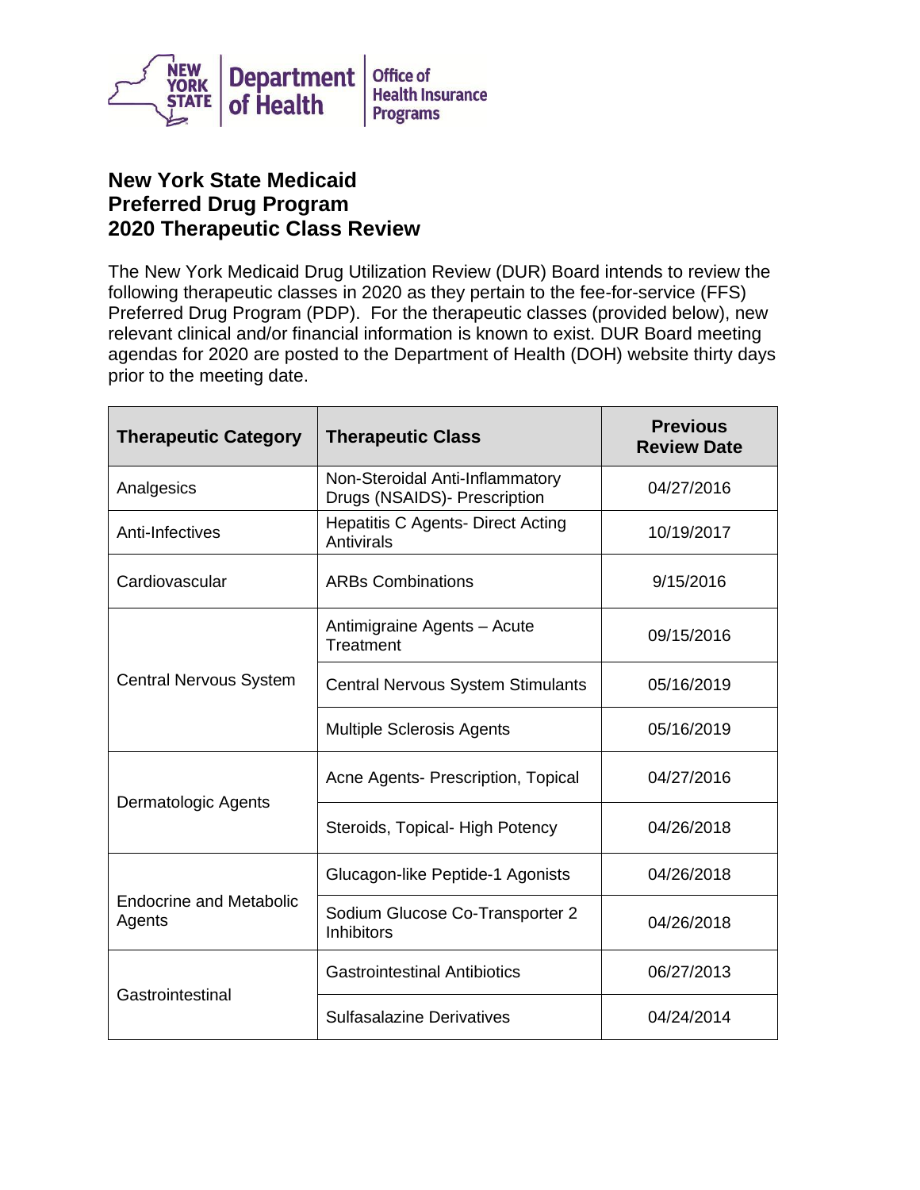New York State Department of Health | Office of Health Insurance Programs

# New York State Medicaid
# Preferred Drug Program
# 2020 Therapeutic Class Review

The New York Medicaid Drug Utilization Review (DUR) Board intends to review the following therapeutic classes in 2020 as they pertain to the fee-for-service (FFS) Preferred Drug Program (PDP). For the therapeutic classes (provided below), new relevant clinical and/or financial information is known to exist. DUR Board meeting agendas for 2020 are posted to the Department of Health (DOH) website thirty days prior to the meeting date.

| Therapeutic Category | Therapeutic Class | Previous Review Date |
|---|---|---|
| Analgesics | Non-Steroidal Anti-Inflammatory Drugs (NSAIDS)- Prescription | 04/27/2016 |
| Anti-Infectives | Hepatitis C Agents- Direct Acting Antivirals | 10/19/2017 |
| Cardiovascular | ARBs Combinations | 9/15/2016 |
| Central Nervous System | Antimigraine Agents – Acute Treatment | 09/15/2016 |
| | Central Nervous System Stimulants | 05/16/2019 |
| | Multiple Sclerosis Agents | 05/16/2019 |
| Dermatologic Agents | Acne Agents- Prescription, Topical | 04/27/2016 |
| | Steroids, Topical- High Potency | 04/26/2018 |
| Endocrine and Metabolic Agents | Glucagon-like Peptide-1 Agonists | 04/26/2018 |
| | Sodium Glucose Co-Transporter 2 Inhibitors | 04/26/2018 |
| Gastrointestinal | Gastrointestinal Antibiotics | 06/27/2013 |
| | Sulfasalazine Derivatives | 04/24/2014 |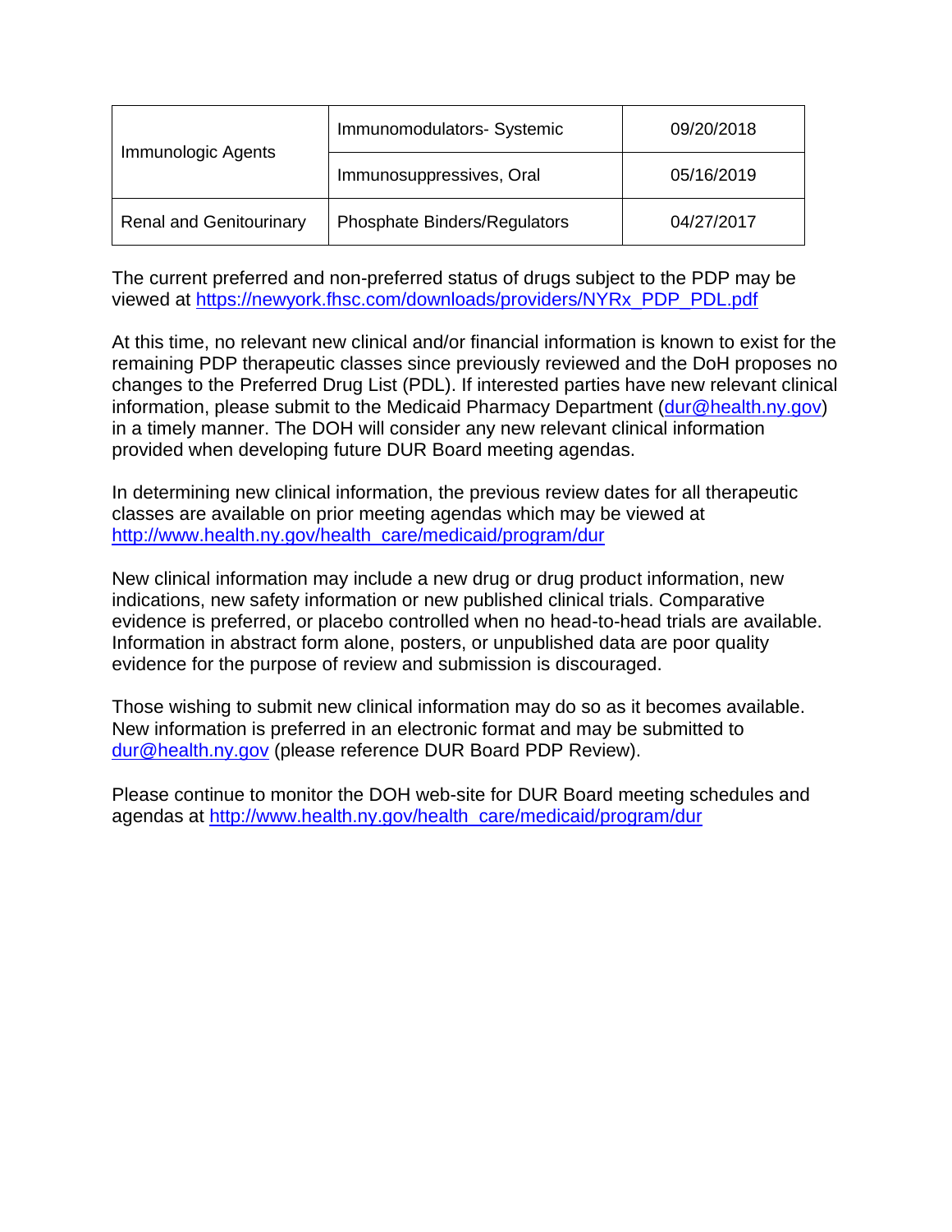| | | |
|---|---|---|
| Immunologic Agents | Immunomodulators- Systemic | 09/20/2018 |
| | Immunosuppressives, Oral | 05/16/2019 |
| Renal and Genitourinary | Phosphate Binders/Regulators | 04/27/2017 |

The current preferred and non-preferred status of drugs subject to the PDP may be viewed at https://newyork.fhsc.com/downloads/providers/NYRx_PDP_PDL.pdf

At this time, no relevant new clinical and/or financial information is known to exist for the remaining PDP therapeutic classes since previously reviewed and the DoH proposes no changes to the Preferred Drug List (PDL). If interested parties have new relevant clinical information, please submit to the Medicaid Pharmacy Department (dur@health.ny.gov) in a timely manner. The DOH will consider any new relevant clinical information provided when developing future DUR Board meeting agendas.

In determining new clinical information, the previous review dates for all therapeutic classes are available on prior meeting agendas which may be viewed at http://www.health.ny.gov/health_care/medicaid/program/dur

New clinical information may include a new drug or drug product information, new indications, new safety information or new published clinical trials. Comparative evidence is preferred, or placebo controlled when no head-to-head trials are available. Information in abstract form alone, posters, or unpublished data are poor quality evidence for the purpose of review and submission is discouraged.

Those wishing to submit new clinical information may do so as it becomes available. New information is preferred in an electronic format and may be submitted to dur@health.ny.gov (please reference DUR Board PDP Review).

Please continue to monitor the DOH web-site for DUR Board meeting schedules and agendas at http://www.health.ny.gov/health_care/medicaid/program/dur